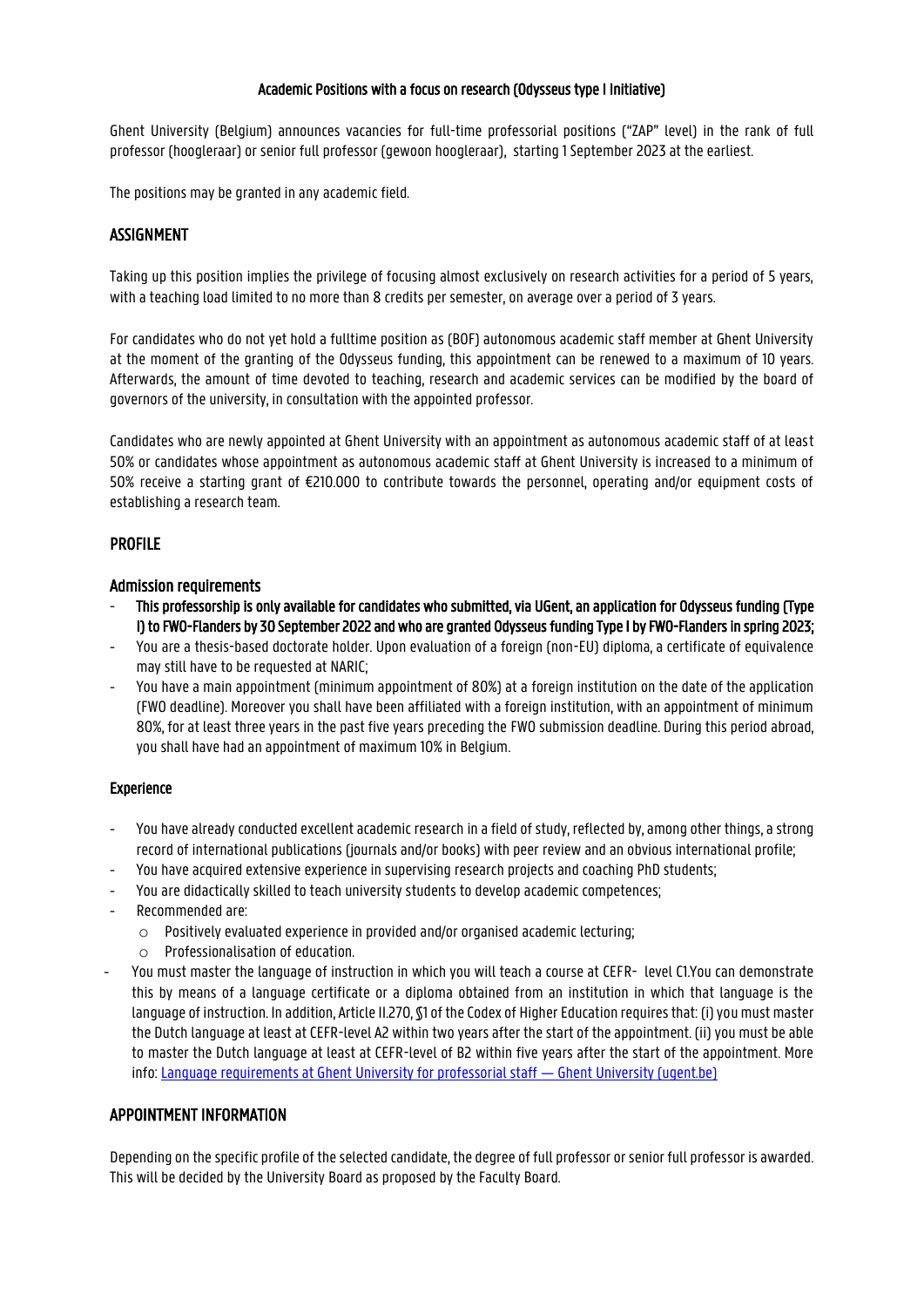**Academic Positions with a focus on research (Odysseus type I Initiative)**

Ghent University (Belgium) announces vacancies for full-time professorial positions ("ZAP" level) in the rank of full professor (hoogleraar) or senior full professor (gewoon hoogleraar), starting 1 September 2023 at the earliest.

The positions may be granted in any academic field.

## ASSIGNMENT

Taking up this position implies the privilege of focusing almost exclusively on research activities for a period of 5 years, with a teaching load limited to no more than 8 credits per semester, on average over a period of 3 years.

For candidates who do not yet hold a fulltime position as (BOF) autonomous academic staff member at Ghent University at the moment of the granting of the Odysseus funding, this appointment can be renewed to a maximum of 10 years. Afterwards, the amount of time devoted to teaching, research and academic services can be modified by the board of governors of the university, in consultation with the appointed professor.

Candidates who are newly appointed at Ghent University with an appointment as autonomous academic staff of at least 50% or candidates whose appointment as autonomous academic staff at Ghent University is increased to a minimum of 50% receive a starting grant of €210.000 to contribute towards the personnel, operating and/or equipment costs of establishing a research team.

## PROFILE

### Admission requirements

- **This professorship is only available for candidates who submitted, via UGent, an application for Odysseus funding (Type I) to FWO-Flanders by 30 September 2022 and who are granted Odysseus funding Type I by FWO-Flanders in spring 2023;**
- You are a thesis-based doctorate holder. Upon evaluation of a foreign (non-EU) diploma, a certificate of equivalence may still have to be requested at NARIC;
- You have a main appointment (minimum appointment of 80%) at a foreign institution on the date of the application (FWO deadline). Moreover you shall have been affiliated with a foreign institution, with an appointment of minimum 80%, for at least three years in the past five years preceding the FWO submission deadline. During this period abroad, you shall have had an appointment of maximum 10% in Belgium.

### Experience

- You have already conducted excellent academic research in a field of study, reflected by, among other things, a strong record of international publications (journals and/or books) with peer review and an obvious international profile;
- You have acquired extensive experience in supervising research projects and coaching PhD students;
- You are didactically skilled to teach university students to develop academic competences;
- Recommended are:
  - Positively evaluated experience in provided and/or organised academic lecturing;
  - Professionalisation of education.
- You must master the language of instruction in which you will teach a course at CEFR- level C1.You can demonstrate this by means of a language certificate or a diploma obtained from an institution in which that language is the language of instruction. In addition, Article II.270, §1 of the Codex of Higher Education requires that: (i) you must master the Dutch language at least at CEFR-level A2 within two years after the start of the appointment. (ii) you must be able to master the Dutch language at least at CEFR-level of B2 within five years after the start of the appointment. More info: [Language requirements at Ghent University for professorial staff — Ghent University (ugent.be)]

## APPOINTMENT INFORMATION

Depending on the specific profile of the selected candidate, the degree of full professor or senior full professor is awarded. This will be decided by the University Board as proposed by the Faculty Board.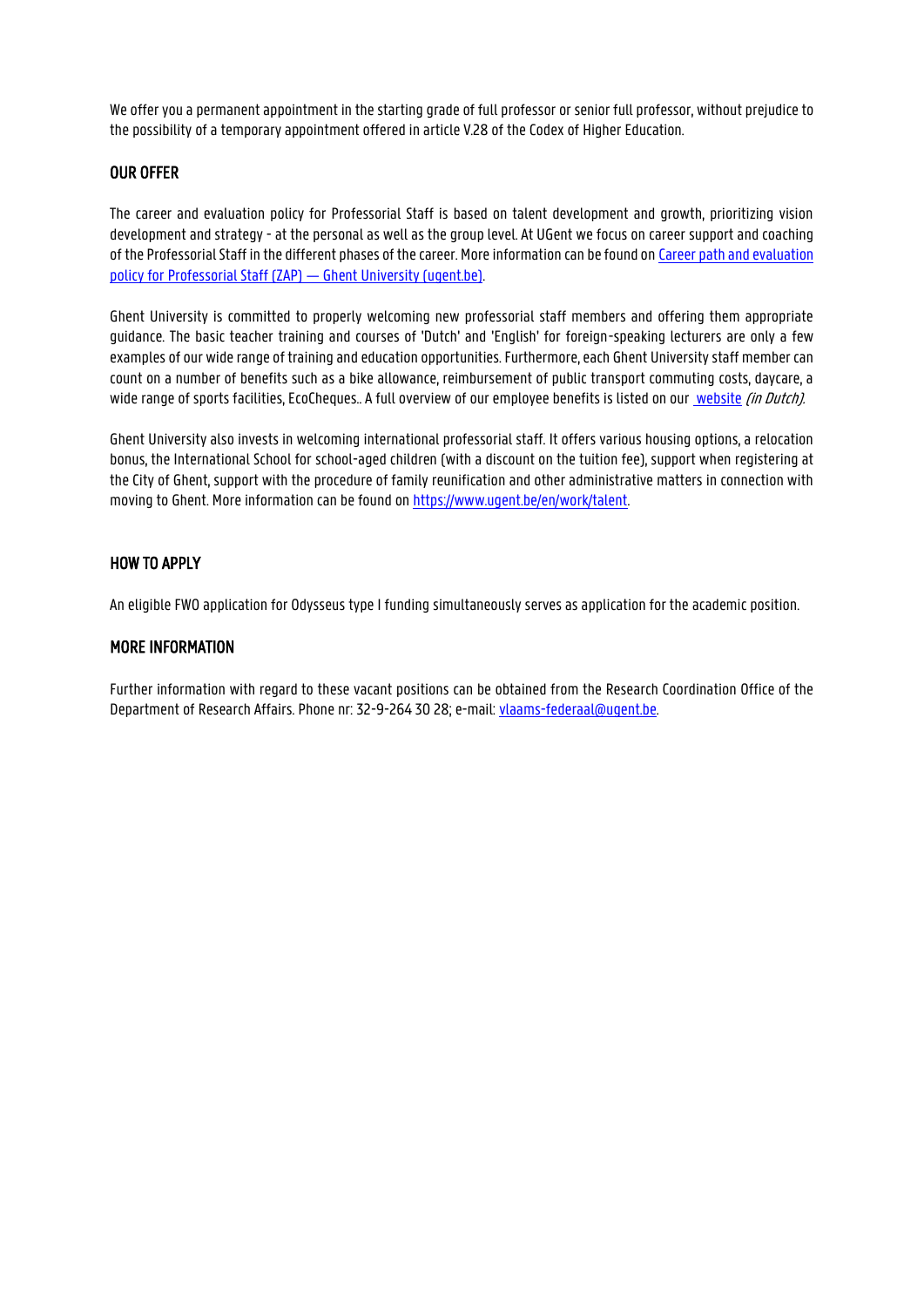We offer you a permanent appointment in the starting grade of full professor or senior full professor, without prejudice to the possibility of a temporary appointment offered in article V.28 of the Codex of Higher Education.

## OUR OFFER

The career and evaluation policy for Professorial Staff is based on talent development and growth, prioritizing vision development and strategy - at the personal as well as the group level. At UGent we focus on career support and coaching of the Professorial Staff in the different phases of the career. More information can be found on [Career path and evaluation policy for Professorial Staff (ZAP) — Ghent University (ugent.be)](#).

Ghent University is committed to properly welcoming new professorial staff members and offering them appropriate guidance. The basic teacher training and courses of 'Dutch' and 'English' for foreign-speaking lecturers are only a few examples of our wide range of training and education opportunities. Furthermore, each Ghent University staff member can count on a number of benefits such as a bike allowance, reimbursement of public transport commuting costs, daycare, a wide range of sports facilities, EcoCheques.. A full overview of our employee benefits is listed on our [website](#) *(in Dutch)*.

Ghent University also invests in welcoming international professorial staff. It offers various housing options, a relocation bonus, the International School for school-aged children (with a discount on the tuition fee), support when registering at the City of Ghent, support with the procedure of family reunification and other administrative matters in connection with moving to Ghent. More information can be found on https://www.ugent.be/en/work/talent.

## HOW TO APPLY

An eligible FWO application for Odysseus type I funding simultaneously serves as application for the academic position.

## MORE INFORMATION

Further information with regard to these vacant positions can be obtained from the Research Coordination Office of the Department of Research Affairs. Phone nr: 32-9-264 30 28; e-mail: vlaams-federaal@ugent.be.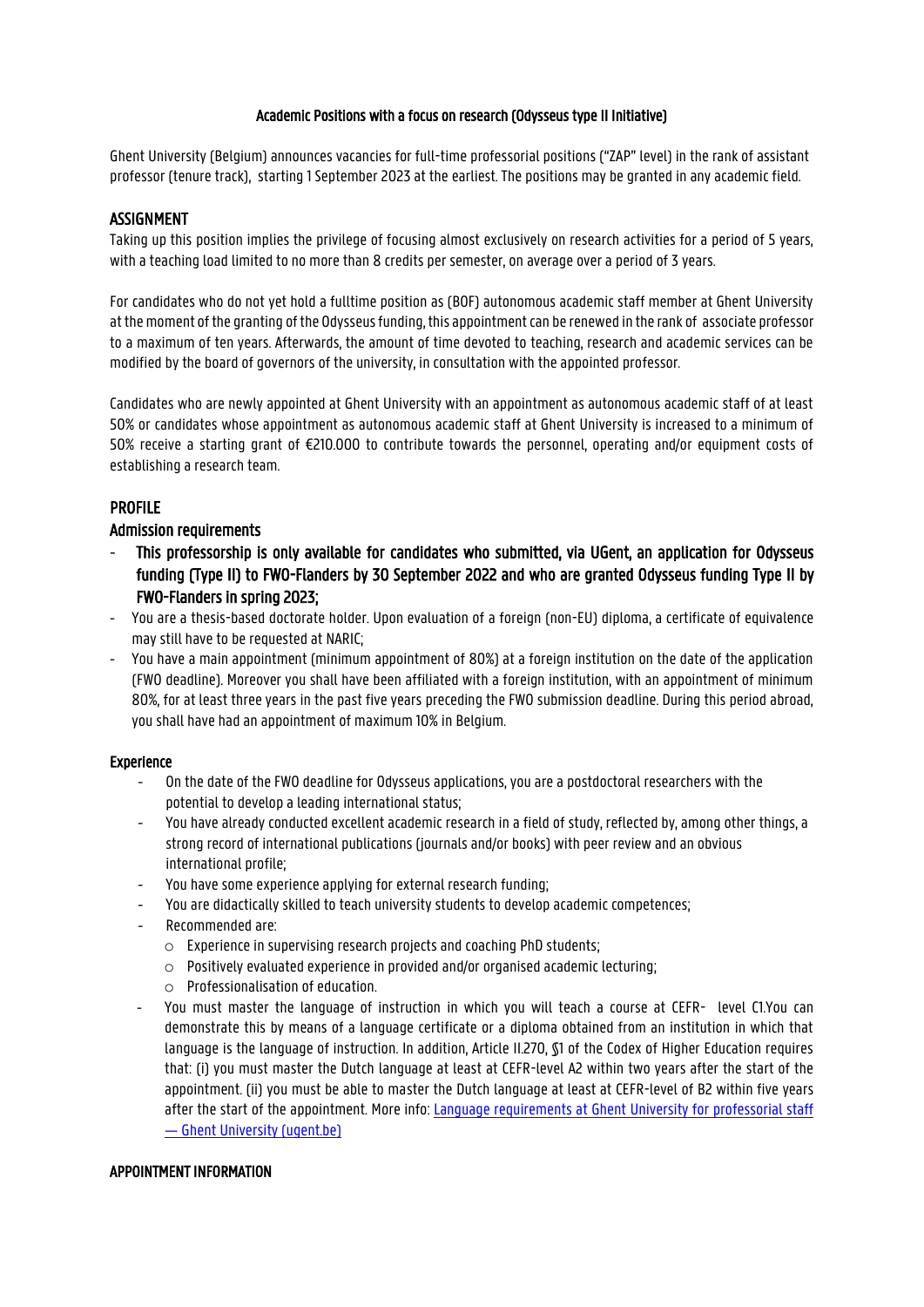**Academic Positions with a focus on research (Odysseus type II Initiative)**

Ghent University (Belgium) announces vacancies for full-time professorial positions ("ZAP" level) in the rank of assistant professor (tenure track), starting 1 September 2023 at the earliest. The positions may be granted in any academic field.

## ASSIGNMENT

Taking up this position implies the privilege of focusing almost exclusively on research activities for a period of 5 years, with a teaching load limited to no more than 8 credits per semester, on average over a period of 3 years.

For candidates who do not yet hold a fulltime position as (BOF) autonomous academic staff member at Ghent University at the moment of the granting of the Odysseus funding, this appointment can be renewed in the rank of associate professor to a maximum of ten years. Afterwards, the amount of time devoted to teaching, research and academic services can be modified by the board of governors of the university, in consultation with the appointed professor.

Candidates who are newly appointed at Ghent University with an appointment as autonomous academic staff of at least 50% or candidates whose appointment as autonomous academic staff at Ghent University is increased to a minimum of 50% receive a starting grant of €210.000 to contribute towards the personnel, operating and/or equipment costs of establishing a research team.

## PROFILE

### Admission requirements

- **This professorship is only available for candidates who submitted, via UGent, an application for Odysseus funding (Type II) to FWO-Flanders by 30 September 2022 and who are granted Odysseus funding Type II by FWO-Flanders in spring 2023;**
- You are a thesis-based doctorate holder. Upon evaluation of a foreign (non-EU) diploma, a certificate of equivalence may still have to be requested at NARIC;
- You have a main appointment (minimum appointment of 80%) at a foreign institution on the date of the application (FWO deadline). Moreover you shall have been affiliated with a foreign institution, with an appointment of minimum 80%, for at least three years in the past five years preceding the FWO submission deadline. During this period abroad, you shall have had an appointment of maximum 10% in Belgium.

### Experience

- On the date of the FWO deadline for Odysseus applications, you are a postdoctoral researchers with the potential to develop a leading international status;
- You have already conducted excellent academic research in a field of study, reflected by, among other things, a strong record of international publications (journals and/or books) with peer review and an obvious international profile;
- You have some experience applying for external research funding;
- You are didactically skilled to teach university students to develop academic competences;
- Recommended are:
  - Experience in supervising research projects and coaching PhD students;
  - Positively evaluated experience in provided and/or organised academic lecturing;
  - Professionalisation of education.
- You must master the language of instruction in which you will teach a course at CEFR- level C1.You can demonstrate this by means of a language certificate or a diploma obtained from an institution in which that language is the language of instruction. In addition, Article II.270, §1 of the Codex of Higher Education requires that: (i) you must master the Dutch language at least at CEFR-level A2 within two years after the start of the appointment. (ii) you must be able to master the Dutch language at least at CEFR-level of B2 within five years after the start of the appointment. More info: [Language requirements at Ghent University for professorial staff — Ghent University (ugent.be)]

## APPOINTMENT INFORMATION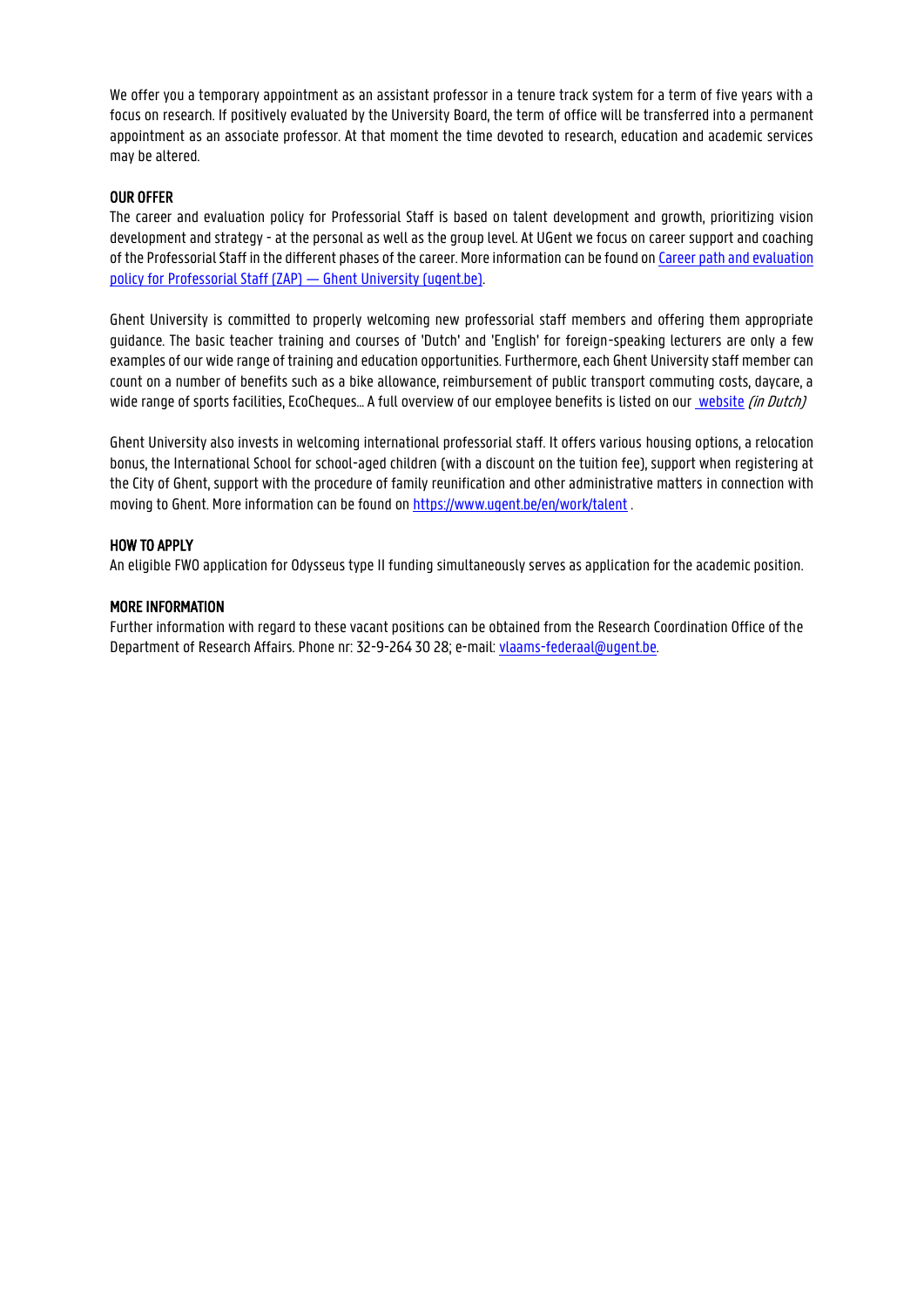We offer you a temporary appointment as an assistant professor in a tenure track system for a term of five years with a focus on research. If positively evaluated by the University Board, the term of office will be transferred into a permanent appointment as an associate professor. At that moment the time devoted to research, education and academic services may be altered.

## OUR OFFER

The career and evaluation policy for Professorial Staff is based on talent development and growth, prioritizing vision development and strategy - at the personal as well as the group level. At UGent we focus on career support and coaching of the Professorial Staff in the different phases of the career. More information can be found on [Career path and evaluation policy for Professorial Staff (ZAP) — Ghent University (ugent.be)](#).

Ghent University is committed to properly welcoming new professorial staff members and offering them appropriate guidance. The basic teacher training and courses of 'Dutch' and 'English' for foreign-speaking lecturers are only a few examples of our wide range of training and education opportunities. Furthermore, each Ghent University staff member can count on a number of benefits such as a bike allowance, reimbursement of public transport commuting costs, daycare, a wide range of sports facilities, EcoCheques... A full overview of our employee benefits is listed on our [website](#) *(in Dutch)*

Ghent University also invests in welcoming international professorial staff. It offers various housing options, a relocation bonus, the International School for school-aged children (with a discount on the tuition fee), support when registering at the City of Ghent, support with the procedure of family reunification and other administrative matters in connection with moving to Ghent. More information can be found on [https://www.ugent.be/en/work/talent](https://www.ugent.be/en/work/talent) .

## HOW TO APPLY

An eligible FWO application for Odysseus type II funding simultaneously serves as application for the academic position.

## MORE INFORMATION

Further information with regard to these vacant positions can be obtained from the Research Coordination Office of the Department of Research Affairs. Phone nr: 32-9-264 30 28; e-mail: [vlaams-federaal@ugent.be](mailto:vlaams-federaal@ugent.be).